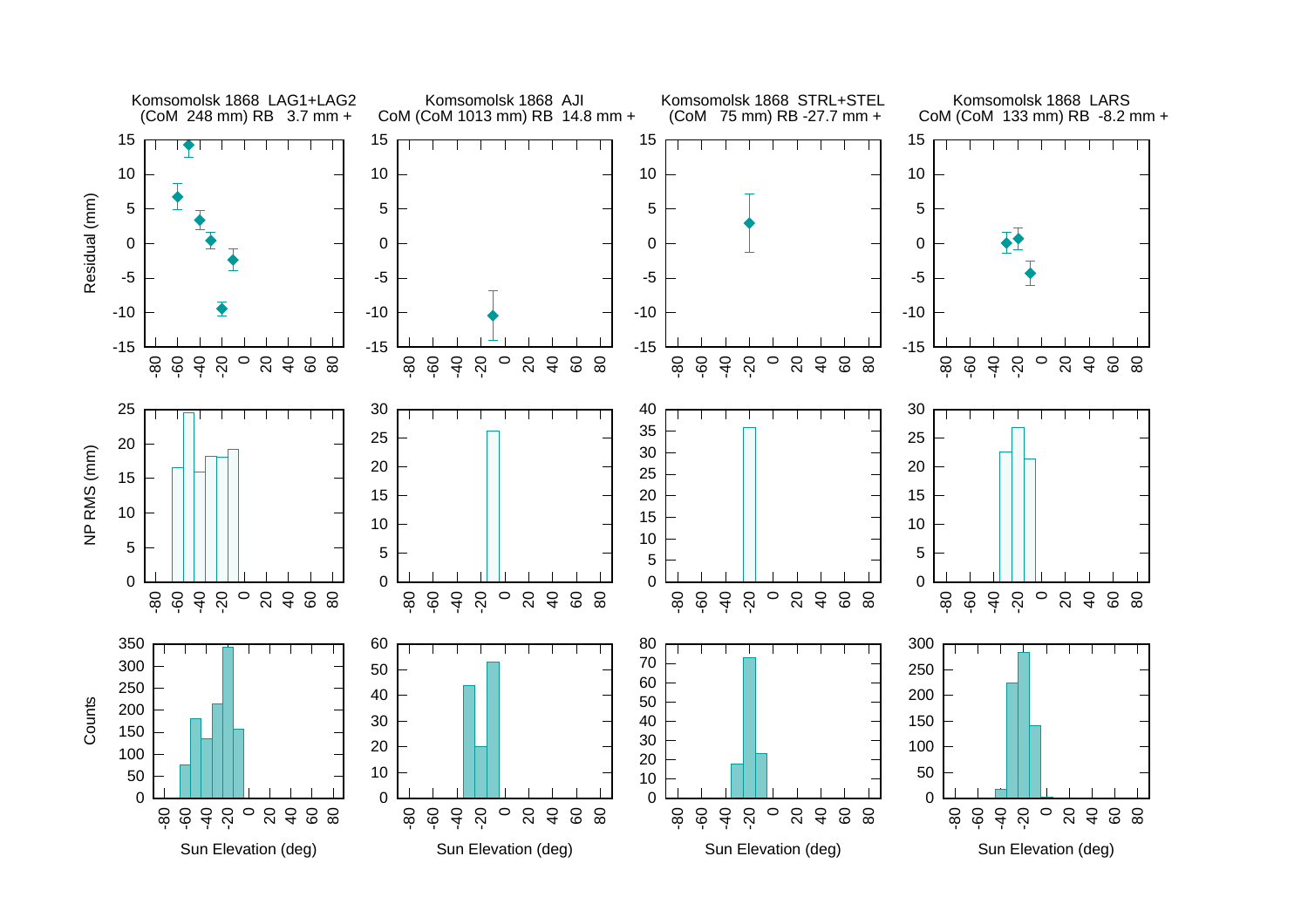Komsomolsk 1868 LAG1+LAG2
(CoM 248 mm) RB 3.7 mm +

Komsomolsk 1868 AJI
CoM (CoM 1013 mm) RB 14.8 mm +

Komsomolsk 1868 STRL+STEL
(CoM 75 mm) RB -27.7 mm +

Komsomolsk 1868 LARS
CoM (CoM 133 mm) RB -8.2 mm +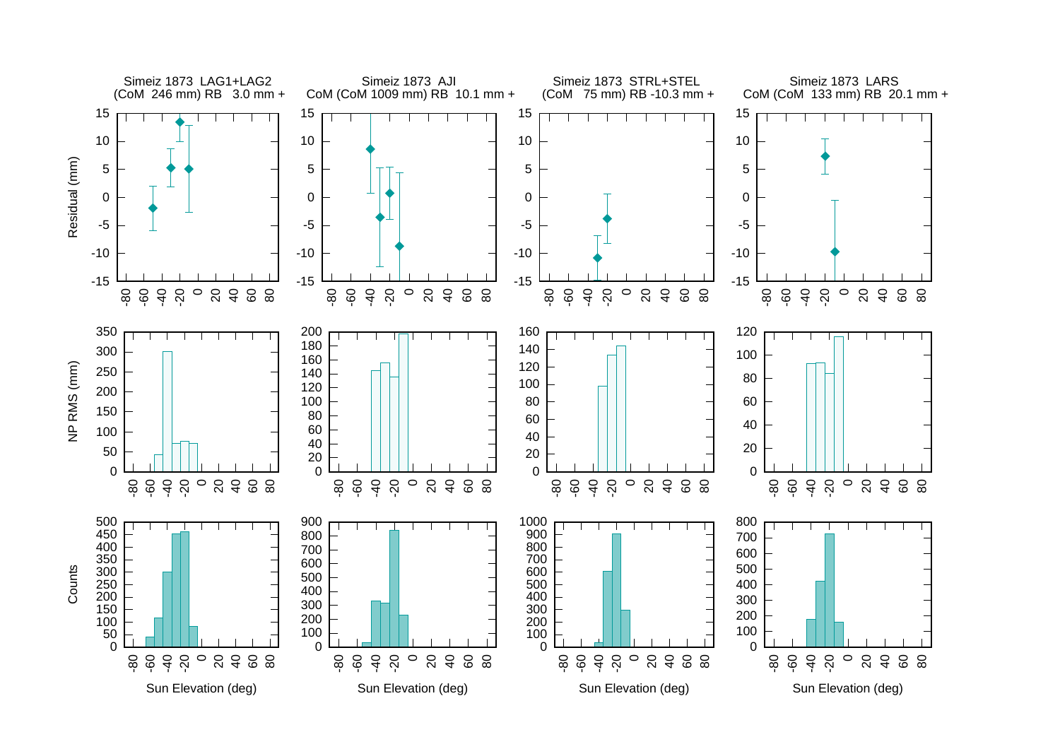Simeiz 1873 LAG1+LAG2
(CoM 246 mm) RB 3.0 mm +

Simeiz 1873 AJI
CoM (CoM 1009 mm) RB 10.1 mm +

Simeiz 1873 STRL+STEL
(CoM 75 mm) RB -10.3 mm +

Simeiz 1873 LARS
CoM (CoM 133 mm) RB 20.1 mm +

Residual (mm)

NP RMS (mm)

Counts

Sun Elevation (deg)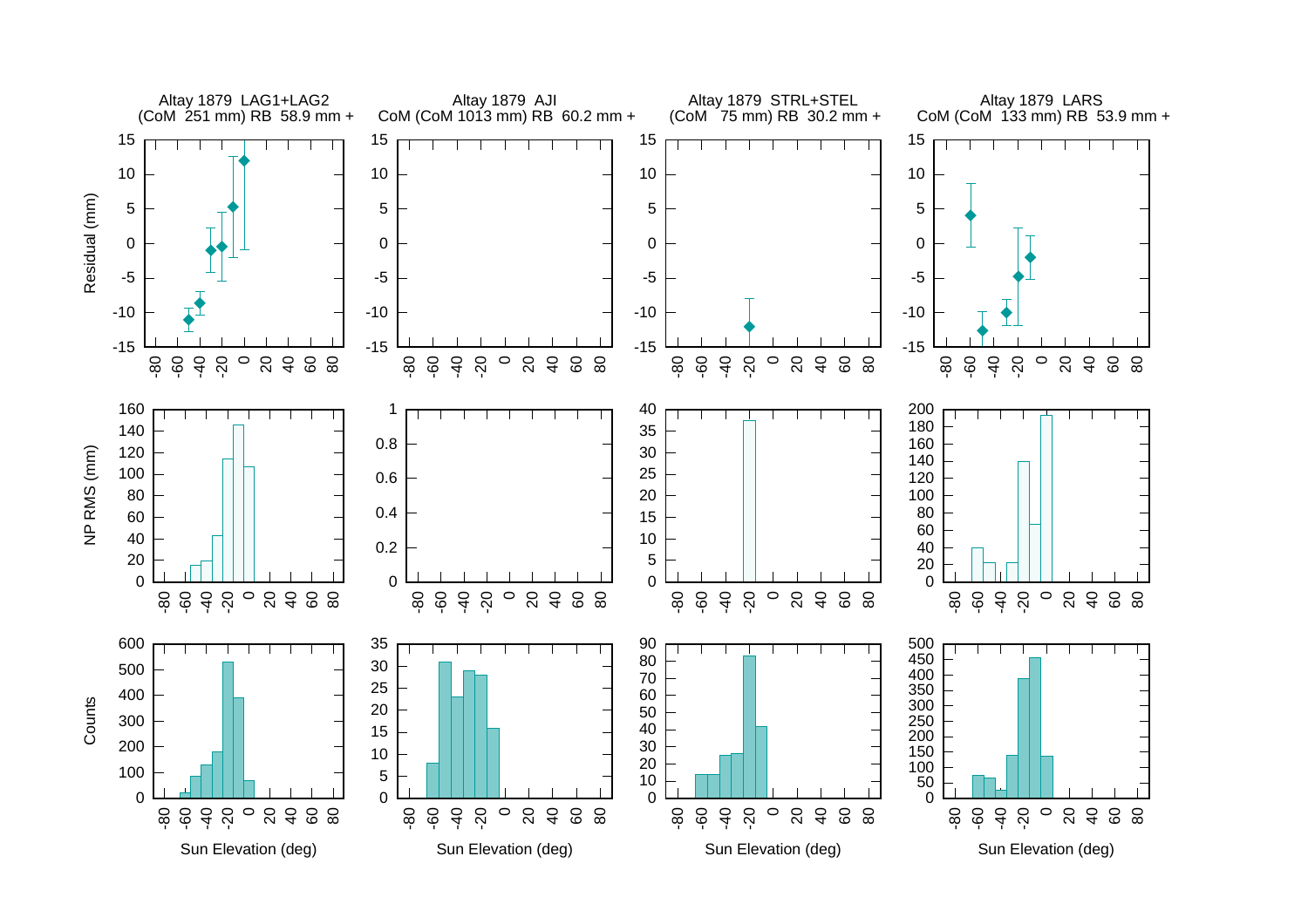Altay 1879 LAG1+LAG2
(CoM 251 mm) RB 58.9 mm +

Altay 1879 AJI
CoM (CoM 1013 mm) RB 60.2 mm +

Altay 1879 STRL+STEL
(CoM 75 mm) RB 30.2 mm +

Altay 1879 LARS
CoM (CoM 133 mm) RB 53.9 mm +

Residual (mm)

NP RMS (mm)

Counts

Sun Elevation (deg)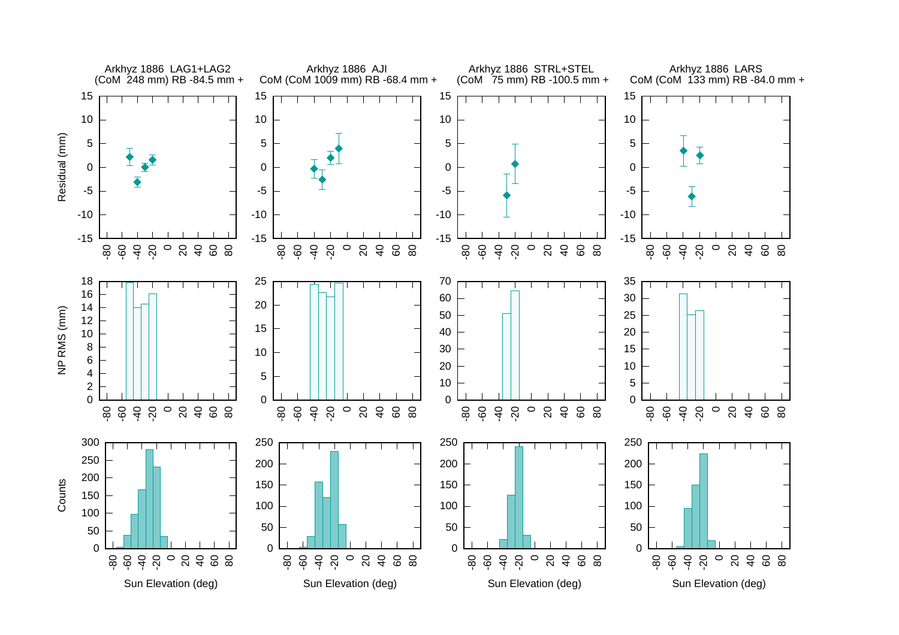Arkhyz 1886 LAG1+LAG2
(CoM 248 mm) RB -84.5 mm +

Arkhyz 1886 AJI
CoM (CoM 1009 mm) RB -68.4 mm +

Arkhyz 1886 STRL+STEL
(CoM 75 mm) RB -100.5 mm +

Arkhyz 1886 LARS
CoM (CoM 133 mm) RB -84.0 mm +

Residual (mm)

NP RMS (mm)

Counts

Sun Elevation (deg)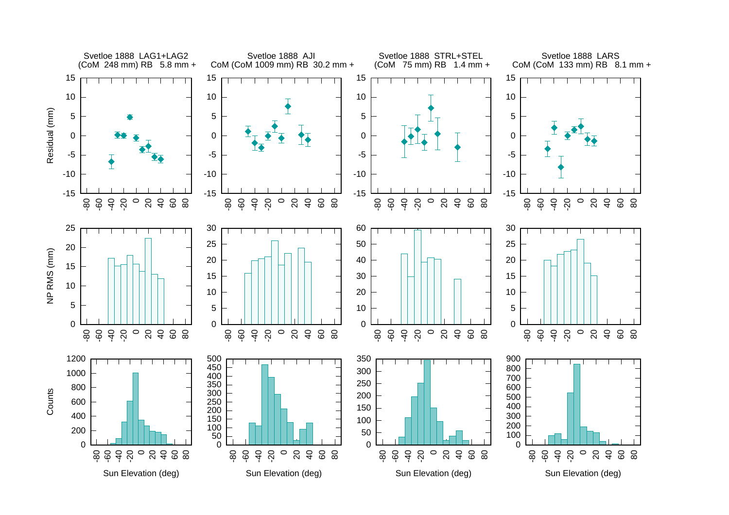Svetloe 1888 LAG1+LAG2
(CoM 248 mm) RB 5.8 mm +

Svetloe 1888 AJI
CoM (CoM 1009 mm) RB 30.2 mm +

Svetloe 1888 STRL+STEL
(CoM 75 mm) RB 1.4 mm +

Svetloe 1888 LARS
CoM (CoM 133 mm) RB 8.1 mm +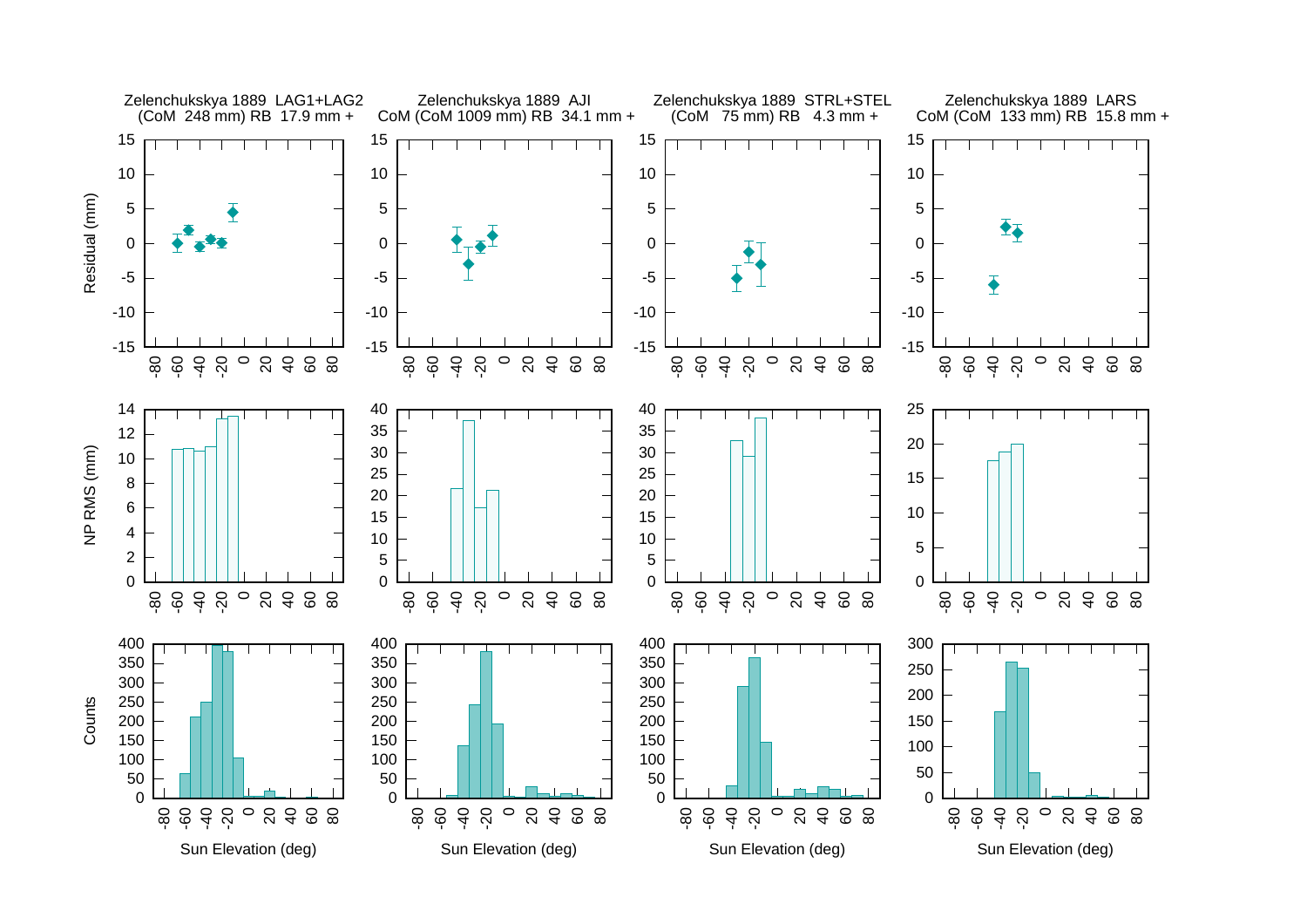Zelenchukskya 1889 LAG1+LAG2
(CoM 248 mm) RB 17.9 mm +

Zelenchukskya 1889 AJI
CoM (CoM 1009 mm) RB 34.1 mm +

Zelenchukskya 1889 STRL+STEL
(CoM 75 mm) RB 4.3 mm +

Zelenchukskya 1889 LARS
CoM (CoM 133 mm) RB 15.8 mm +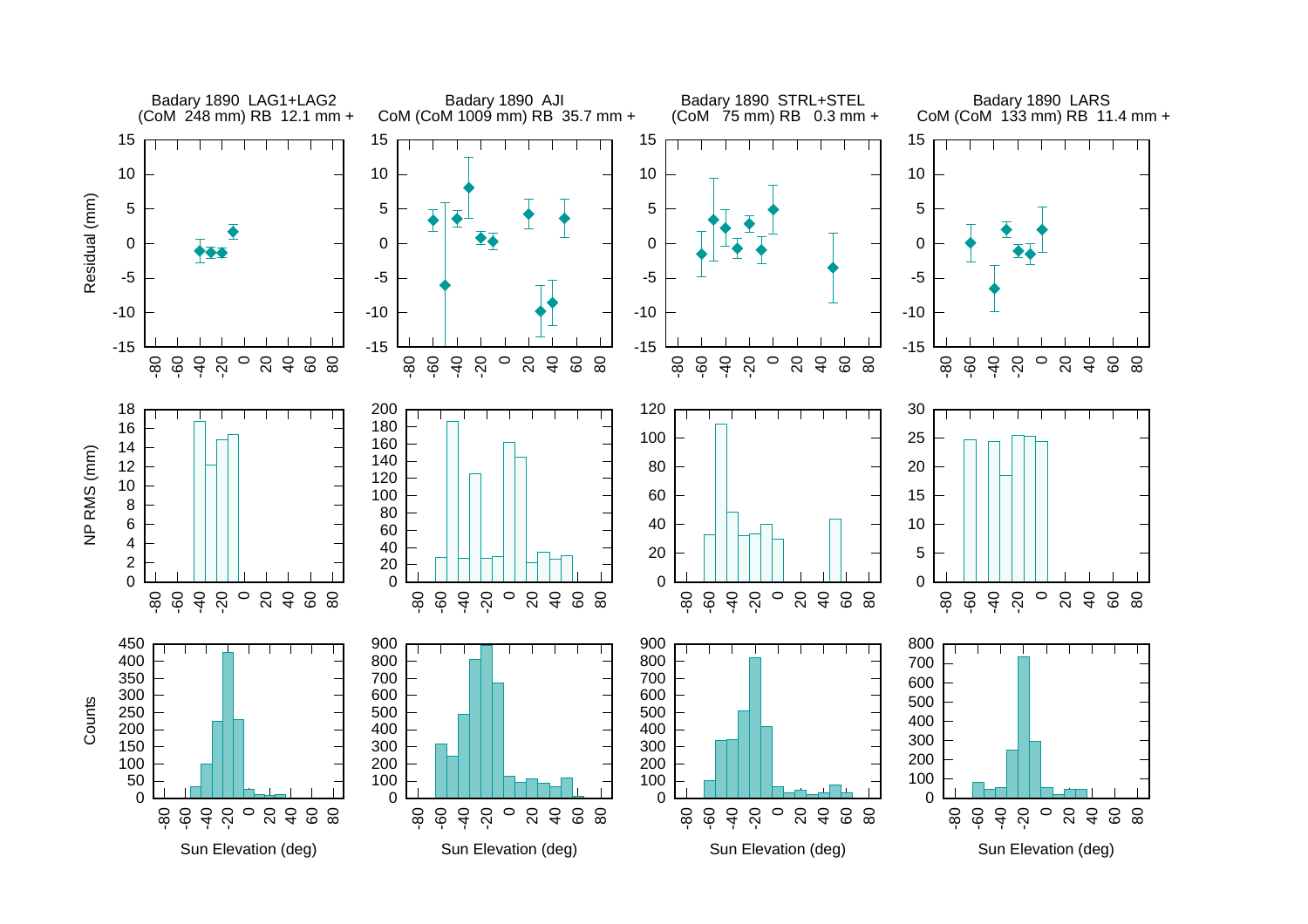Badary 1890 LAG1+LAG2
(CoM 248 mm) RB 12.1 mm +

Badary 1890 AJI
CoM (CoM 1009 mm) RB 35.7 mm +

Badary 1890 STRL+STEL
(CoM 75 mm) RB 0.3 mm +

Badary 1890 LARS
CoM (CoM 133 mm) RB 11.4 mm +

Residual (mm)

NP RMS (mm)

Counts

Sun Elevation (deg)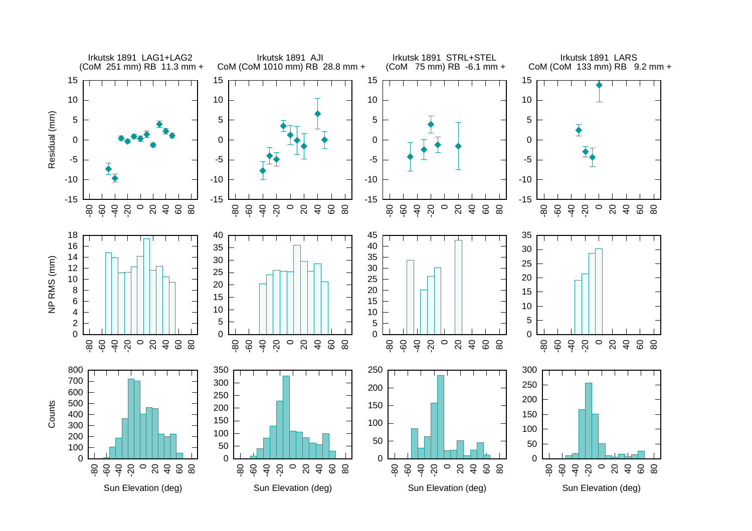Irkutsk 1891 LAG1+LAG2
(CoM 251 mm) RB 11.3 mm +

Irkutsk 1891 AJI
CoM (CoM 1010 mm) RB 28.8 mm +

Irkutsk 1891 STRL+STEL
(CoM 75 mm) RB -6.1 mm +

Irkutsk 1891 LARS
CoM (CoM 133 mm) RB 9.2 mm +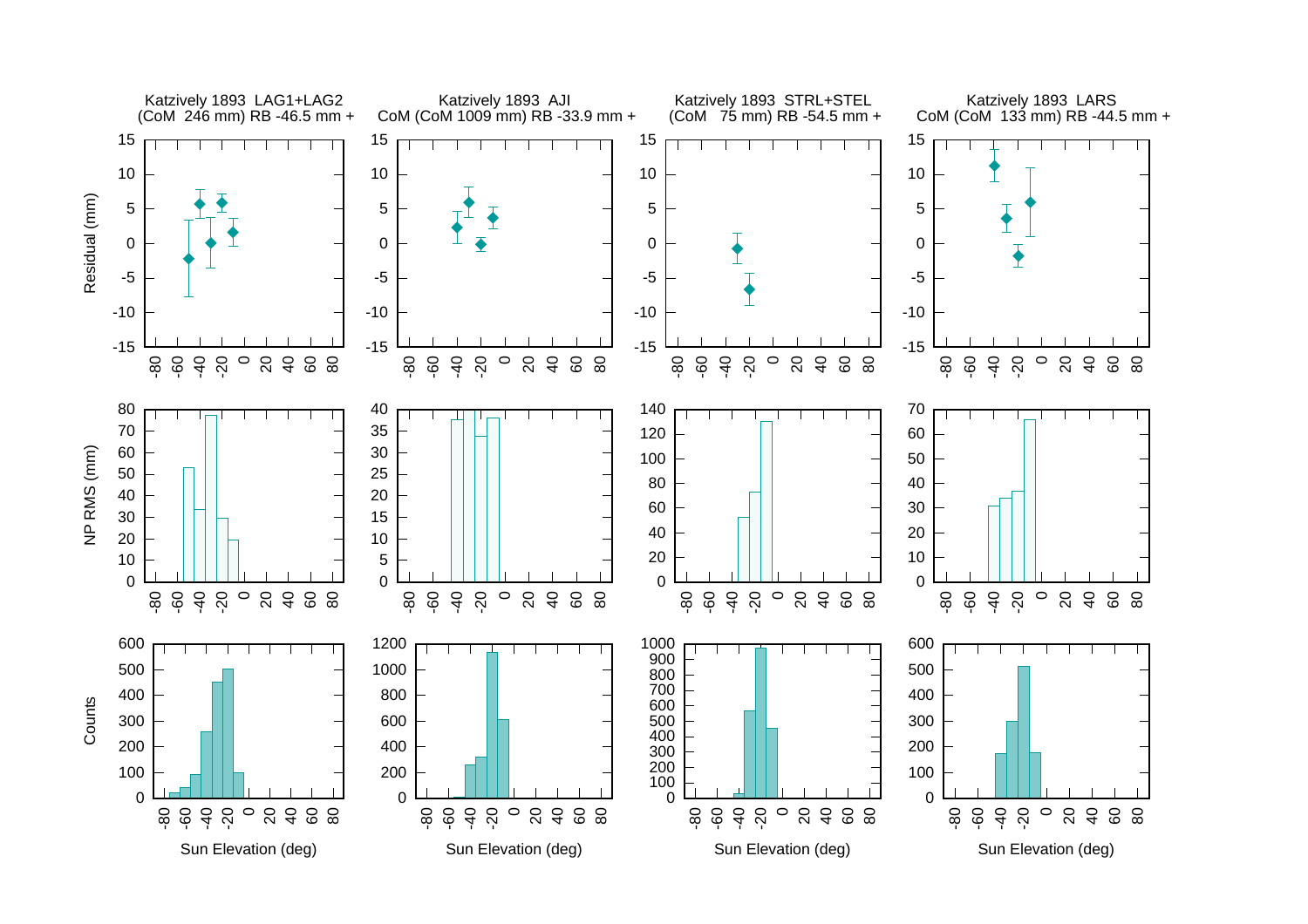Katzively 1893 LAG1+LAG2
(CoM 246 mm) RB -46.5 mm +

Katzively 1893 AJI
CoM (CoM 1009 mm) RB -33.9 mm +

Katzively 1893 STRL+STEL
(CoM 75 mm) RB -54.5 mm +

Katzively 1893 LARS
CoM (CoM 133 mm) RB -44.5 mm +

Residual (mm)

NP RMS (mm)

Counts

Sun Elevation (deg)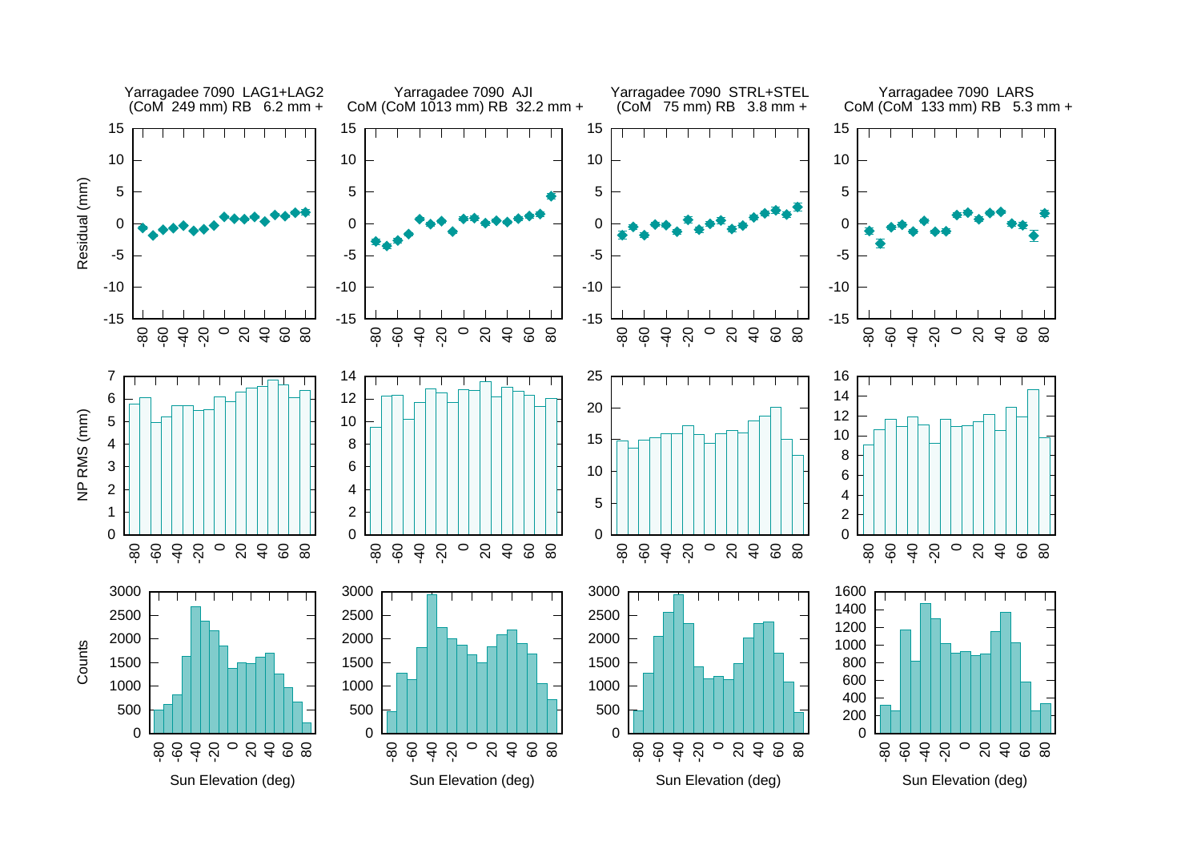Yarragadee 7090 LAG1+LAG2
(CoM 249 mm) RB 6.2 mm +

Yarragadee 7090 AJI
CoM (CoM 1013 mm) RB 32.2 mm +

Yarragadee 7090 STRL+STEL
(CoM 75 mm) RB 3.8 mm +

Yarragadee 7090 LARS
CoM (CoM 133 mm) RB 5.3 mm +

Residual (mm)

NP RMS (mm)

Counts

Sun Elevation (deg)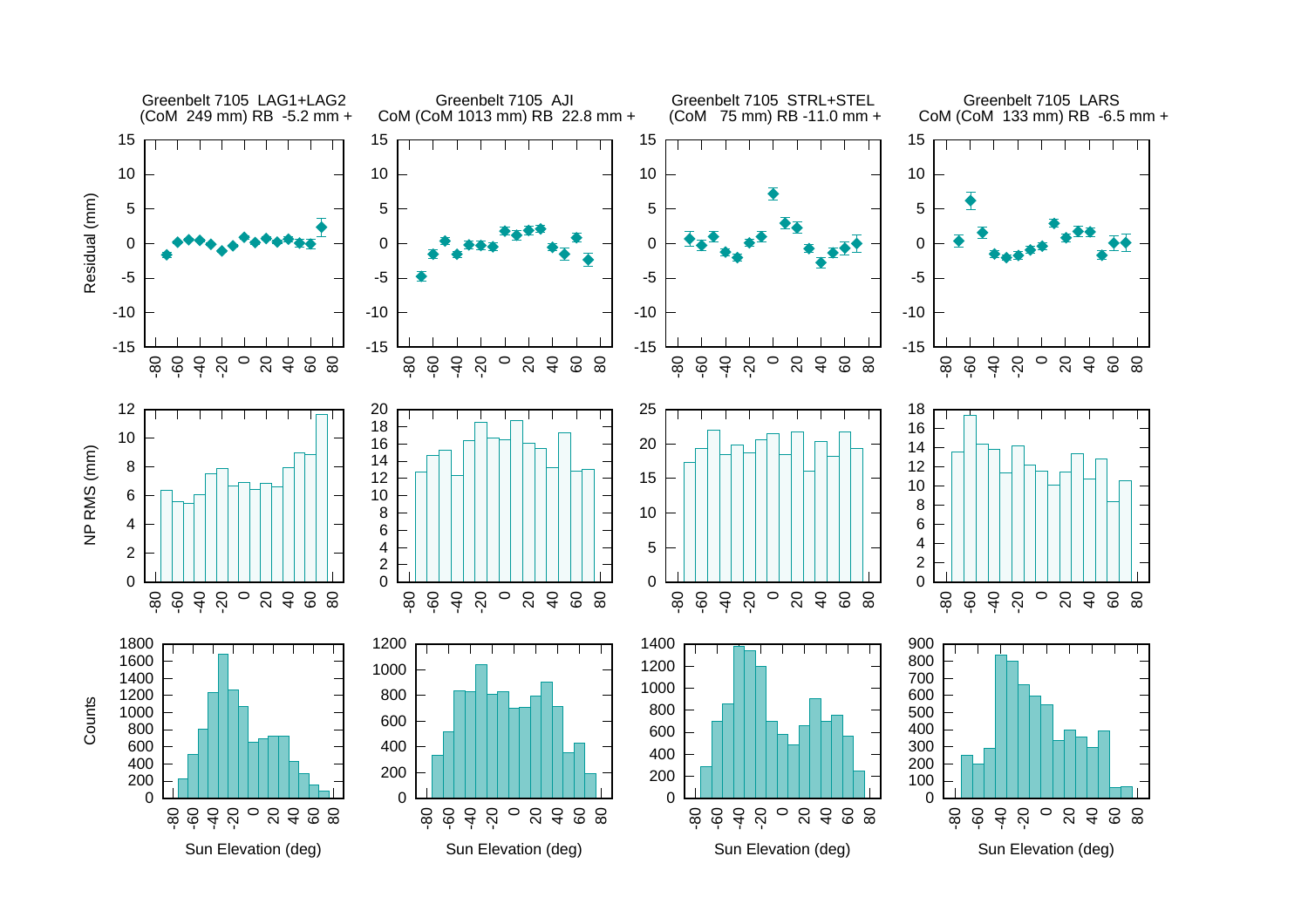Greenbelt 7105 LAG1+LAG2
(CoM 249 mm) RB -5.2 mm +

Greenbelt 7105 AJI
CoM (CoM 1013 mm) RB 22.8 mm +

Greenbelt 7105 STRL+STEL
(CoM 75 mm) RB -11.0 mm +

Greenbelt 7105 LARS
CoM (CoM 133 mm) RB -6.5 mm +

Residual (mm)

NP RMS (mm)

Counts

Sun Elevation (deg)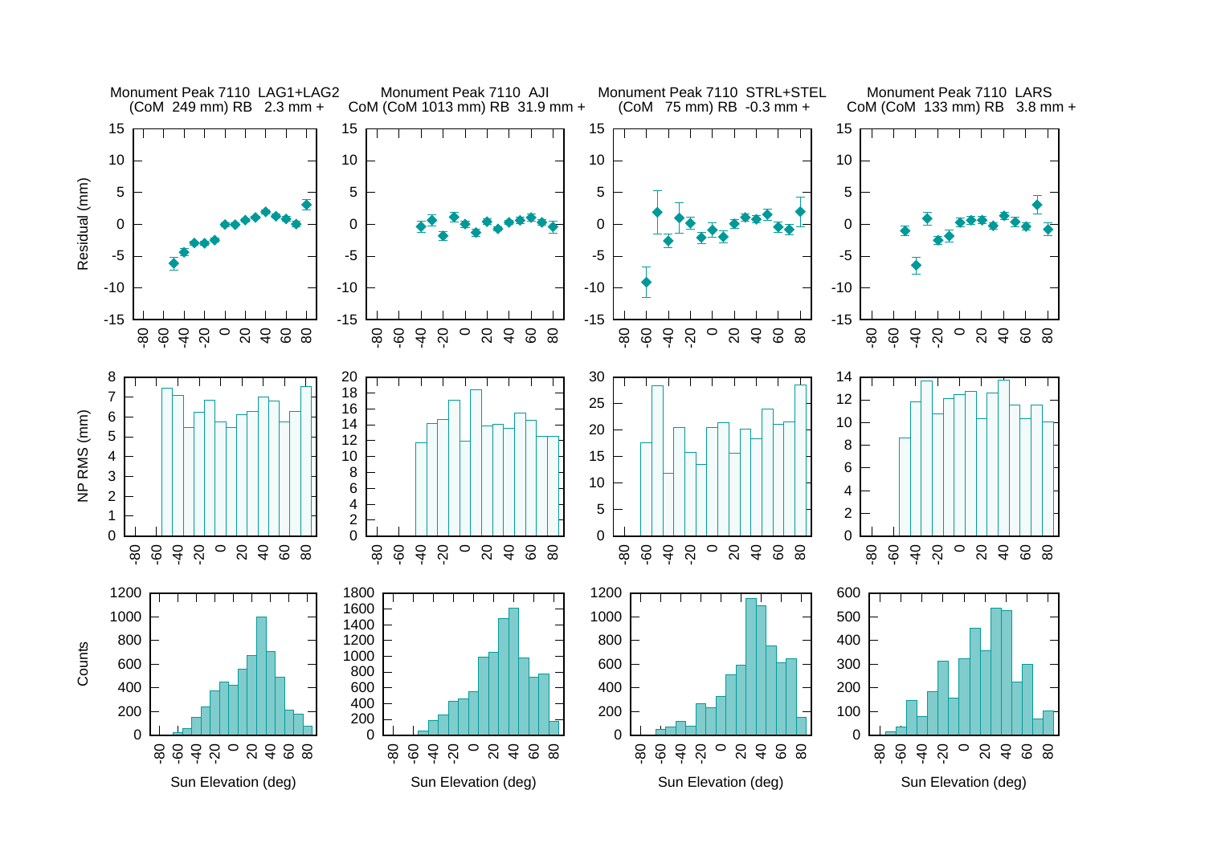Monument Peak 7110 LAG1+LAG2
(CoM 249 mm) RB 2.3 mm +

Monument Peak 7110 AJI
CoM (CoM 1013 mm) RB 31.9 mm +

Monument Peak 7110 STRL+STEL
(CoM 75 mm) RB -0.3 mm +

Monument Peak 7110 LARS
CoM (CoM 133 mm) RB 3.8 mm +

Residual (mm)

NP RMS (mm)

Counts

Sun Elevation (deg)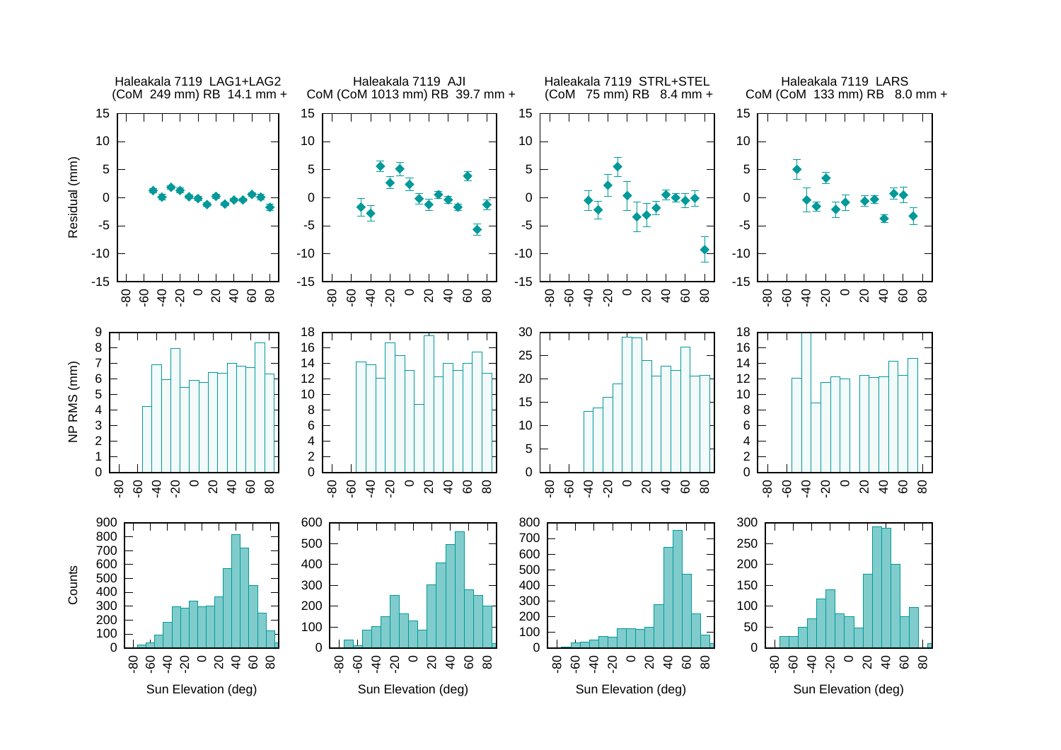Haleakala 7119 LAG1+LAG2
(CoM 249 mm) RB 14.1 mm +

Haleakala 7119 AJI
CoM (CoM 1013 mm) RB 39.7 mm +

Haleakala 7119 STRL+STEL
(CoM 75 mm) RB 8.4 mm +

Haleakala 7119 LARS
CoM (CoM 133 mm) RB 8.0 mm +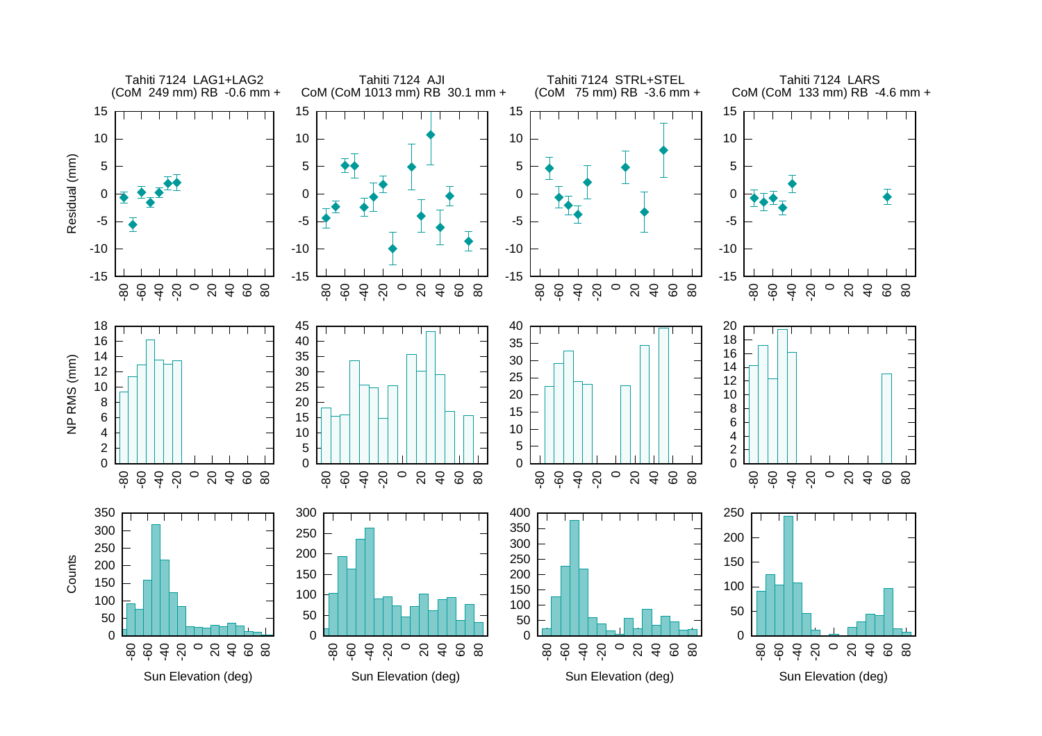Tahiti 7124 LAG1+LAG2
(CoM 249 mm) RB -0.6 mm +

Tahiti 7124 AJI
CoM (CoM 1013 mm) RB 30.1 mm +

Tahiti 7124 STRL+STEL
(CoM 75 mm) RB -3.6 mm +

Tahiti 7124 LARS
CoM (CoM 133 mm) RB -4.6 mm +

Residual (mm)

NP RMS (mm)

Counts

Sun Elevation (deg)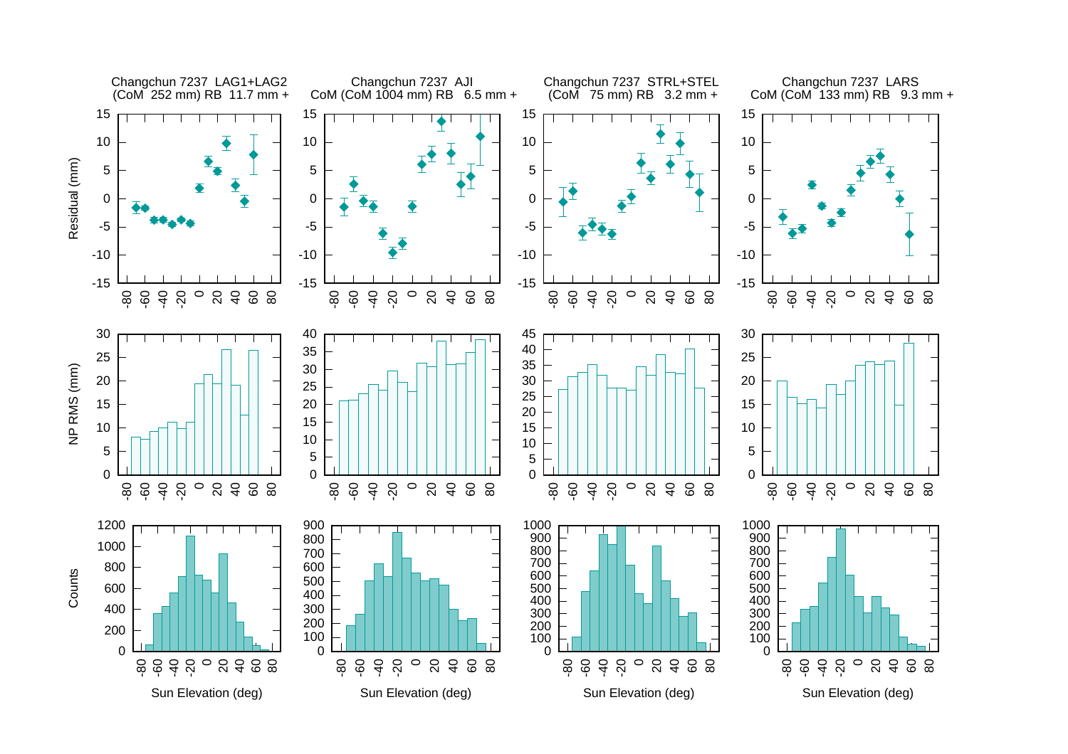Changchun 7237 LAG1+LAG2
(CoM 252 mm) RB 11.7 mm +

Changchun 7237 AJI
CoM (CoM 1004 mm) RB 6.5 mm +

Changchun 7237 STRL+STEL
(CoM 75 mm) RB 3.2 mm +

Changchun 7237 LARS
CoM (CoM 133 mm) RB 9.3 mm +

Residual (mm)

NP RMS (mm)

Counts

Sun Elevation (deg)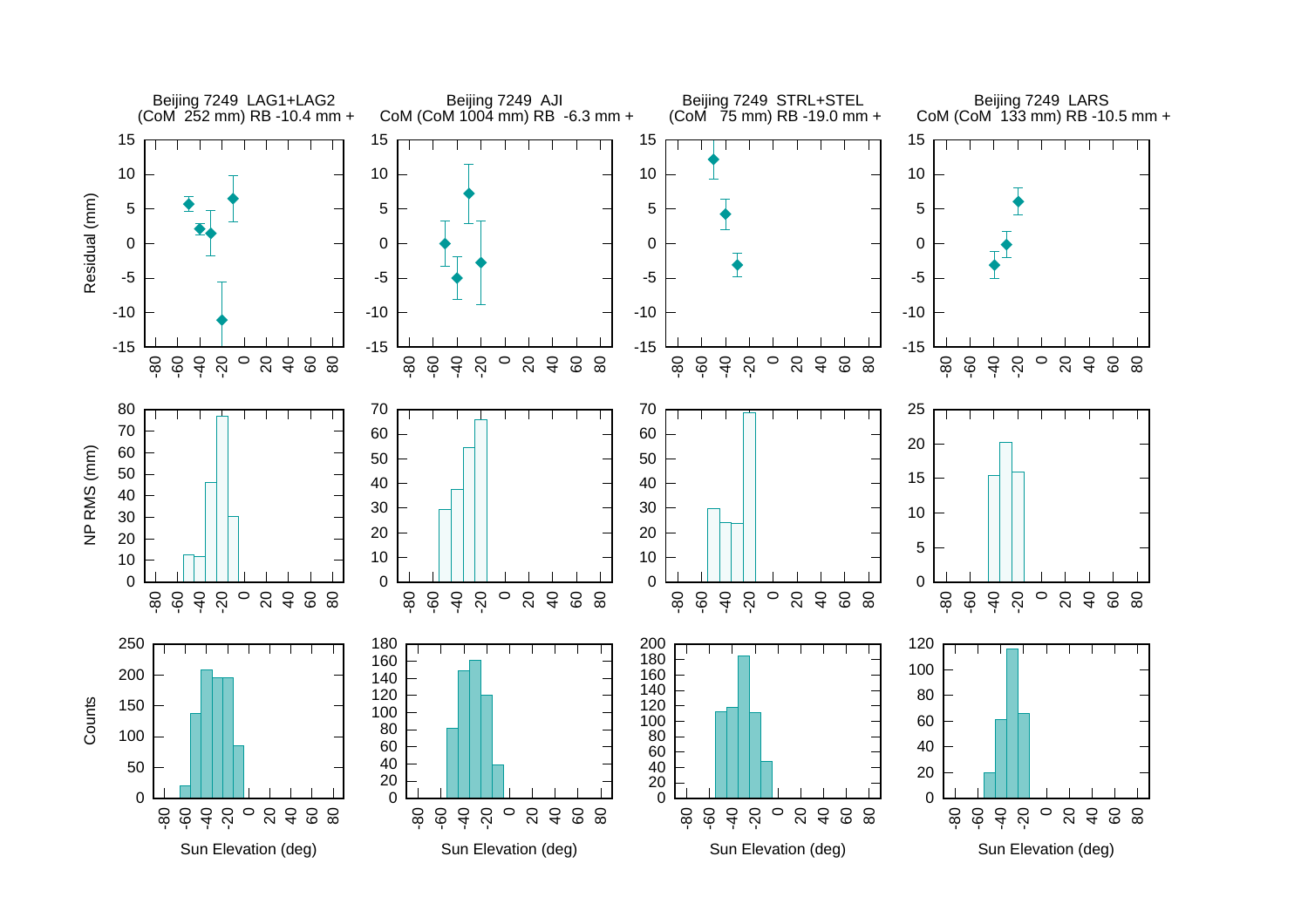Beijing 7249 LAG1+LAG2
(CoM 252 mm) RB -10.4 mm +

Beijing 7249 AJI
CoM (CoM 1004 mm) RB -6.3 mm +

Beijing 7249 STRL+STEL
(CoM 75 mm) RB -19.0 mm +

Beijing 7249 LARS
CoM (CoM 133 mm) RB -10.5 mm +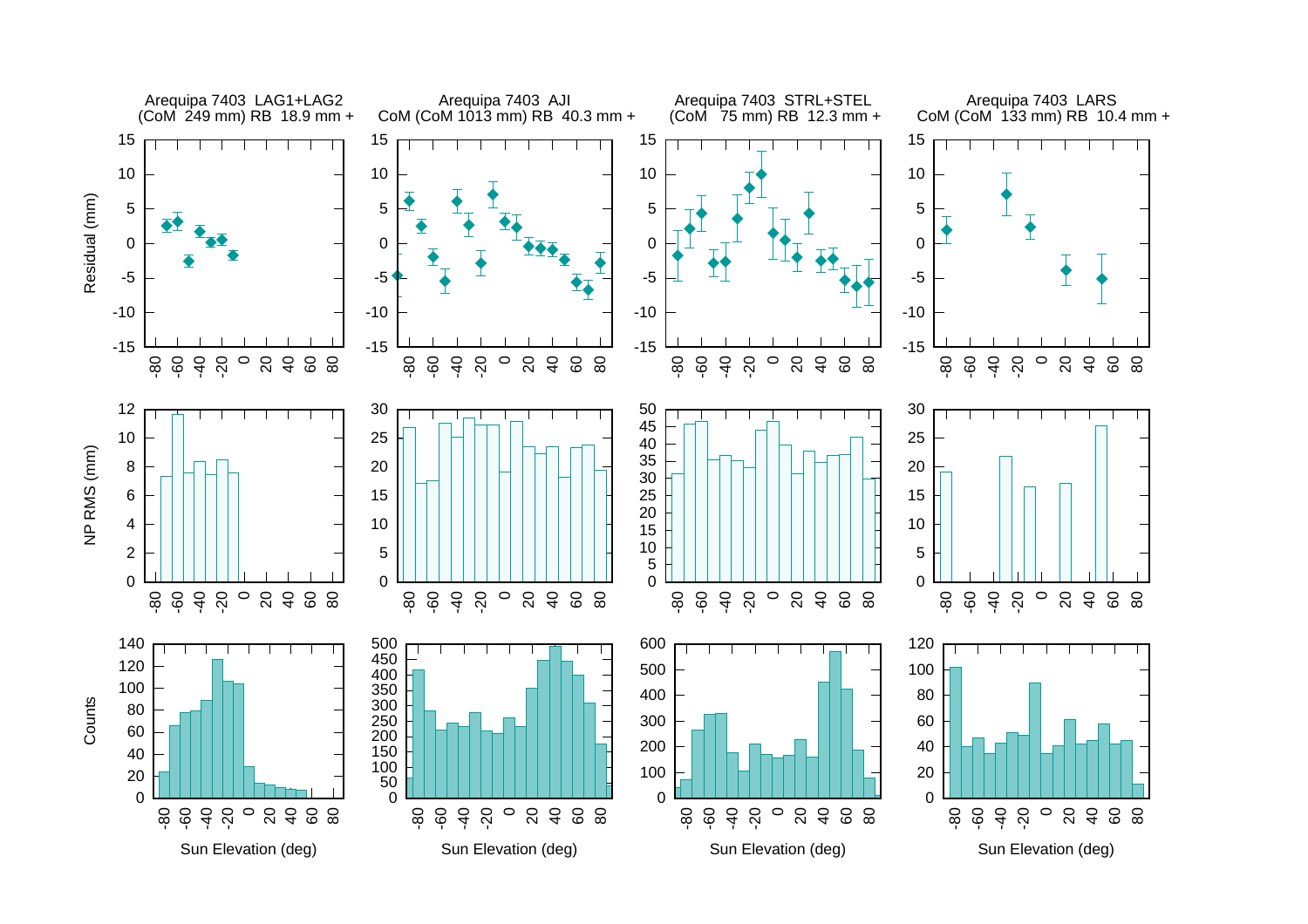Arequipa 7403 LAG1+LAG2
(CoM 249 mm) RB 18.9 mm +

Arequipa 7403 AJI
CoM (CoM 1013 mm) RB 40.3 mm +

Arequipa 7403 STRL+STEL
(CoM 75 mm) RB 12.3 mm +

Arequipa 7403 LARS
CoM (CoM 133 mm) RB 10.4 mm +

Residual (mm)

NP RMS (mm)

Counts

Sun Elevation (deg)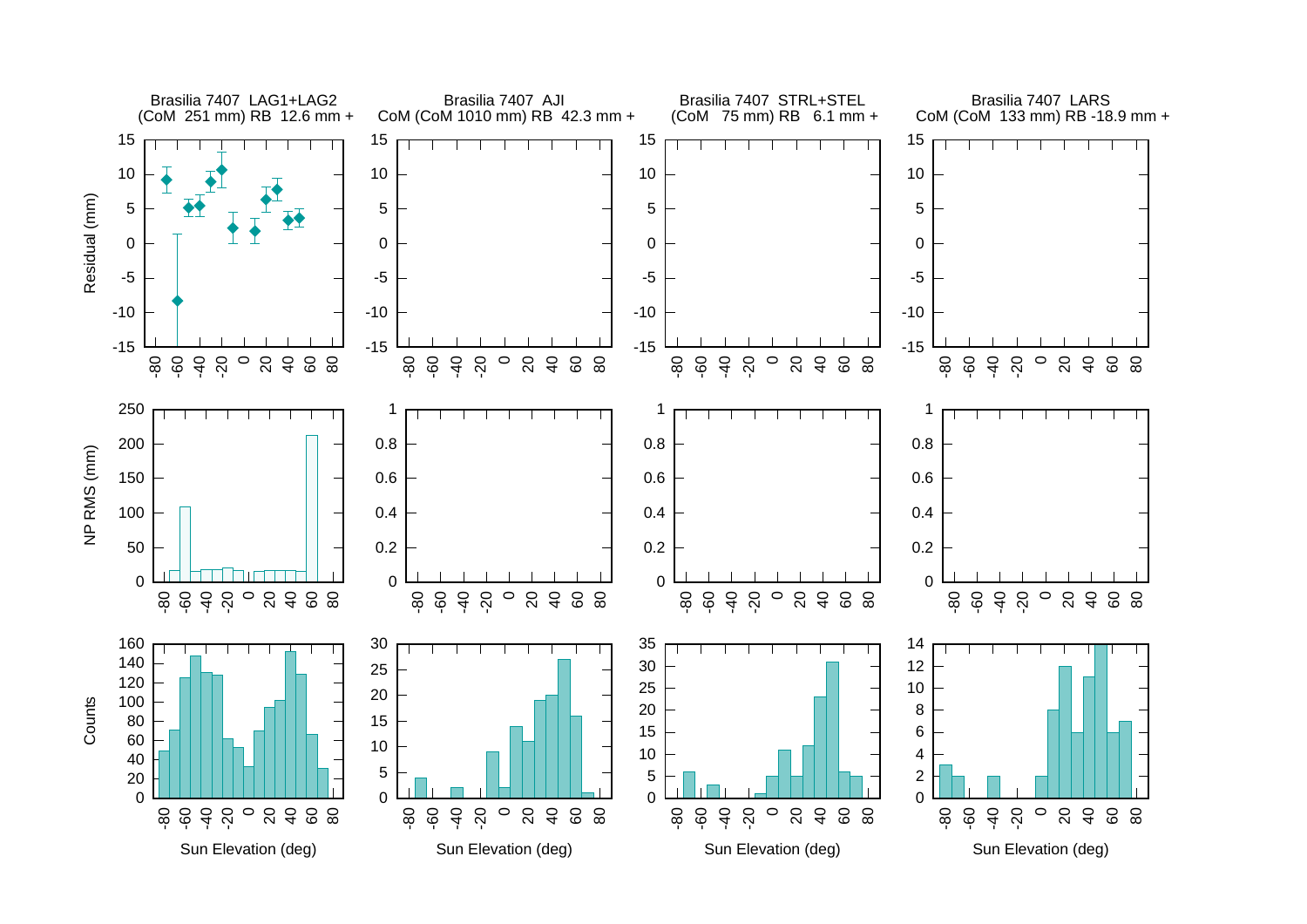Brasilia 7407 LAG1+LAG2
(CoM 251 mm) RB 12.6 mm +

Brasilia 7407 AJI
CoM (CoM 1010 mm) RB 42.3 mm +

Brasilia 7407 STRL+STEL
(CoM 75 mm) RB 6.1 mm +

Brasilia 7407 LARS
CoM (CoM 133 mm) RB -18.9 mm +

Residual (mm)

NP RMS (mm)

Counts

Sun Elevation (deg)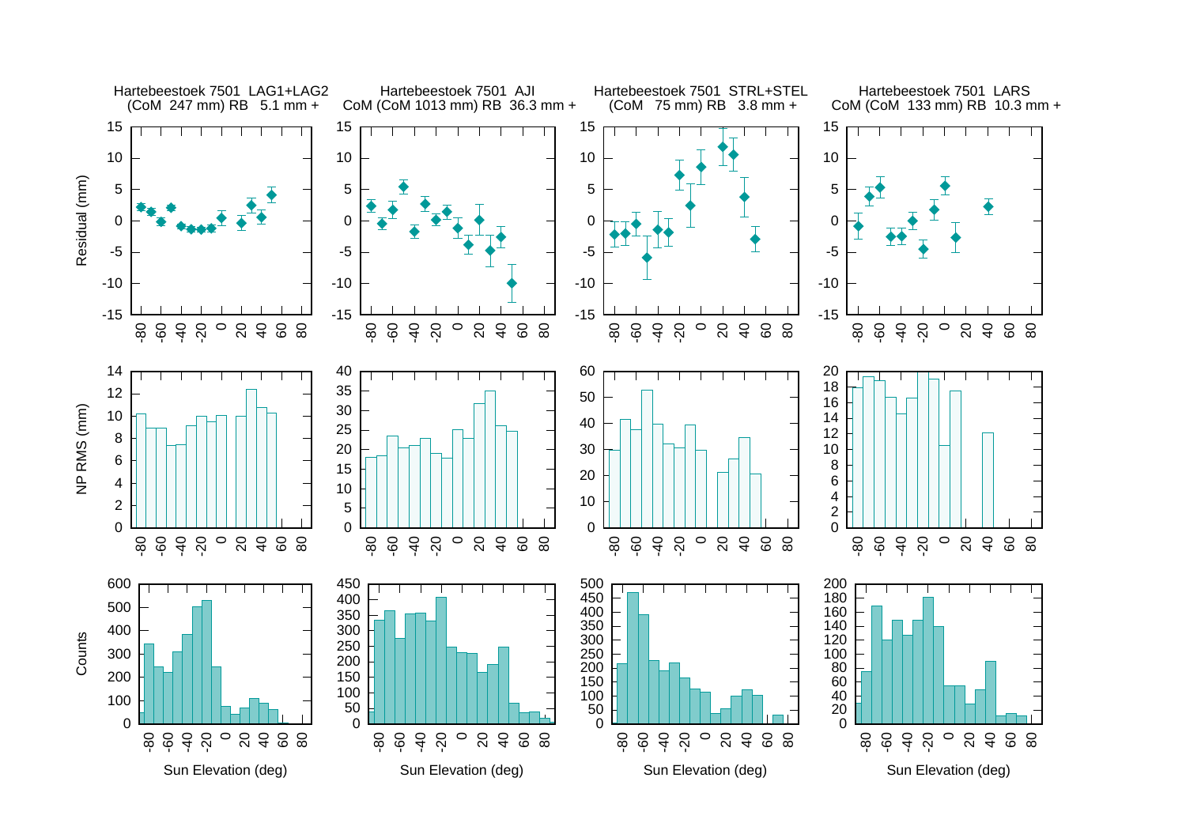Hartebeestoek 7501 LAG1+LAG2
(CoM 247 mm) RB 5.1 mm +

Hartebeestoek 7501 AJI
CoM (CoM 1013 mm) RB 36.3 mm +

Hartebeestoek 7501 STRL+STEL
(CoM 75 mm) RB 3.8 mm +

Hartebeestoek 7501 LARS
CoM (CoM 133 mm) RB 10.3 mm +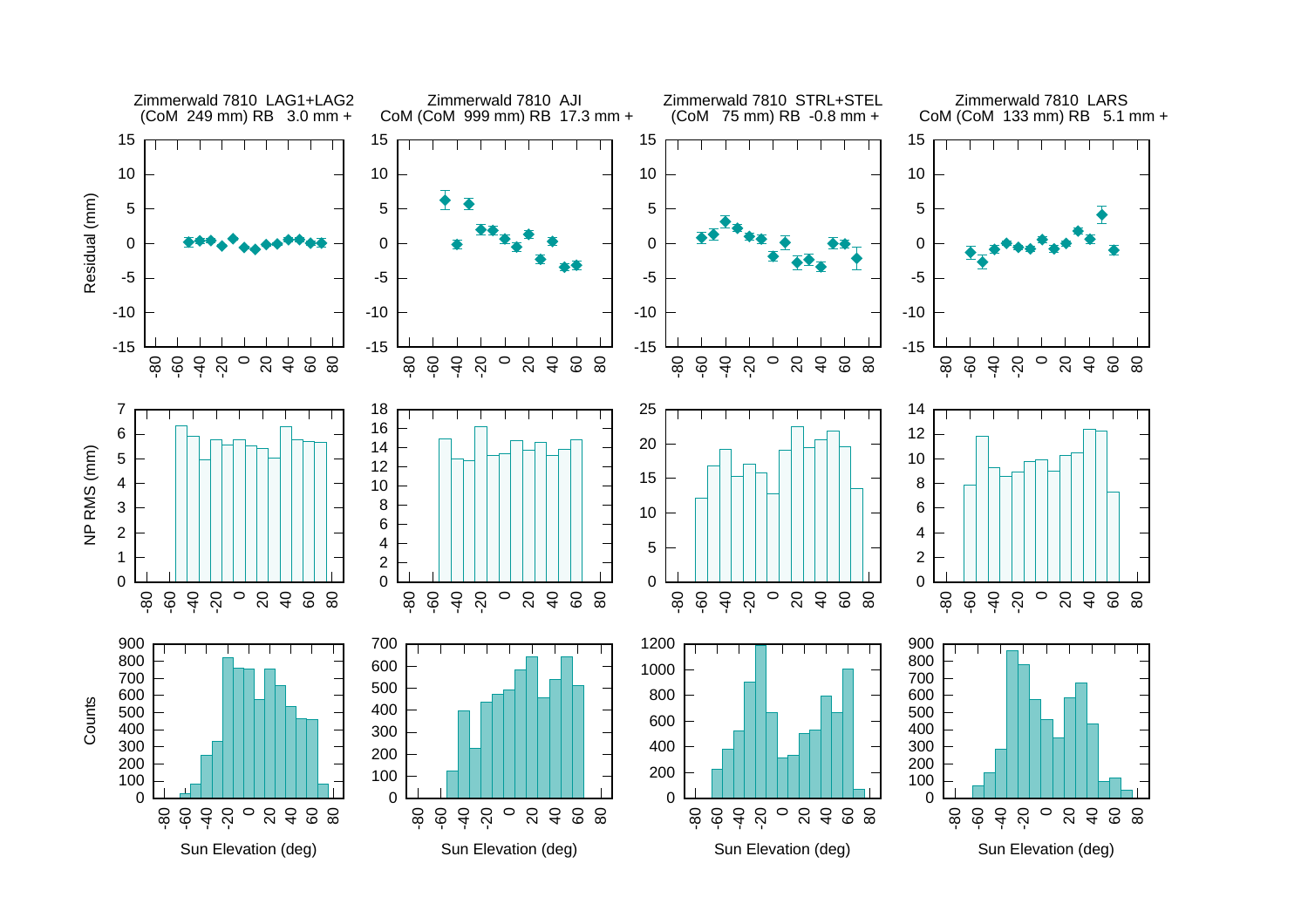Zimmerwald 7810 LAG1+LAG2
(CoM 249 mm) RB 3.0 mm +

Zimmerwald 7810 AJI
CoM (CoM 999 mm) RB 17.3 mm +

Zimmerwald 7810 STRL+STEL
(CoM 75 mm) RB -0.8 mm +

Zimmerwald 7810 LARS
CoM (CoM 133 mm) RB 5.1 mm +

Residual (mm)

NP RMS (mm)

Counts

Sun Elevation (deg)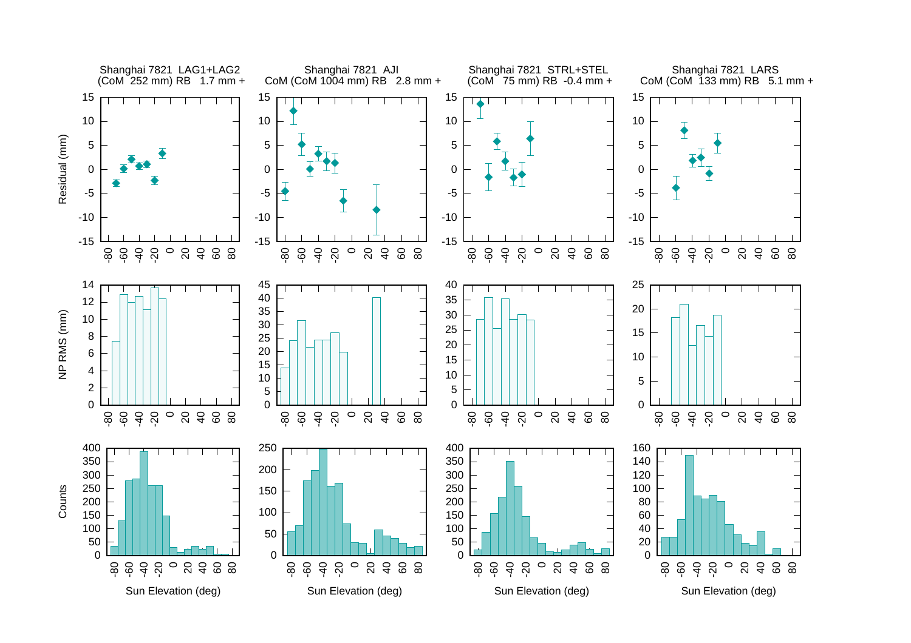Shanghai 7821 LAG1+LAG2
(CoM 252 mm) RB 1.7 mm +

Shanghai 7821 AJI
CoM (CoM 1004 mm) RB 2.8 mm +

Shanghai 7821 STRL+STEL
(CoM 75 mm) RB -0.4 mm +

Shanghai 7821 LARS
CoM (CoM 133 mm) RB 5.1 mm +

Residual (mm)

NP RMS (mm)

Counts

Sun Elevation (deg)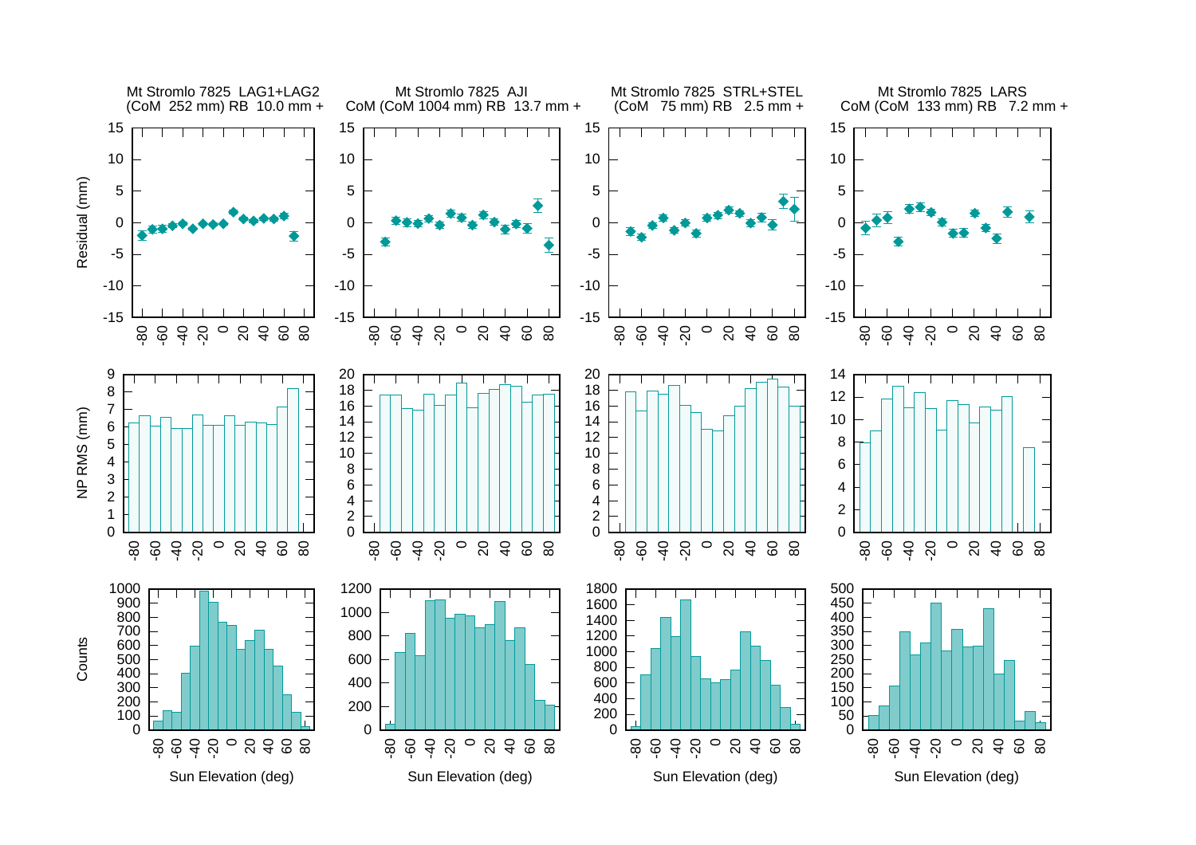Mt Stromlo 7825 LAG1+LAG2
(CoM 252 mm) RB 10.0 mm +

Mt Stromlo 7825 AJI
CoM (CoM 1004 mm) RB 13.7 mm +

Mt Stromlo 7825 STRL+STEL
(CoM 75 mm) RB 2.5 mm +

Mt Stromlo 7825 LARS
CoM (CoM 133 mm) RB 7.2 mm +

Residual (mm)

NP RMS (mm)

Counts

Sun Elevation (deg)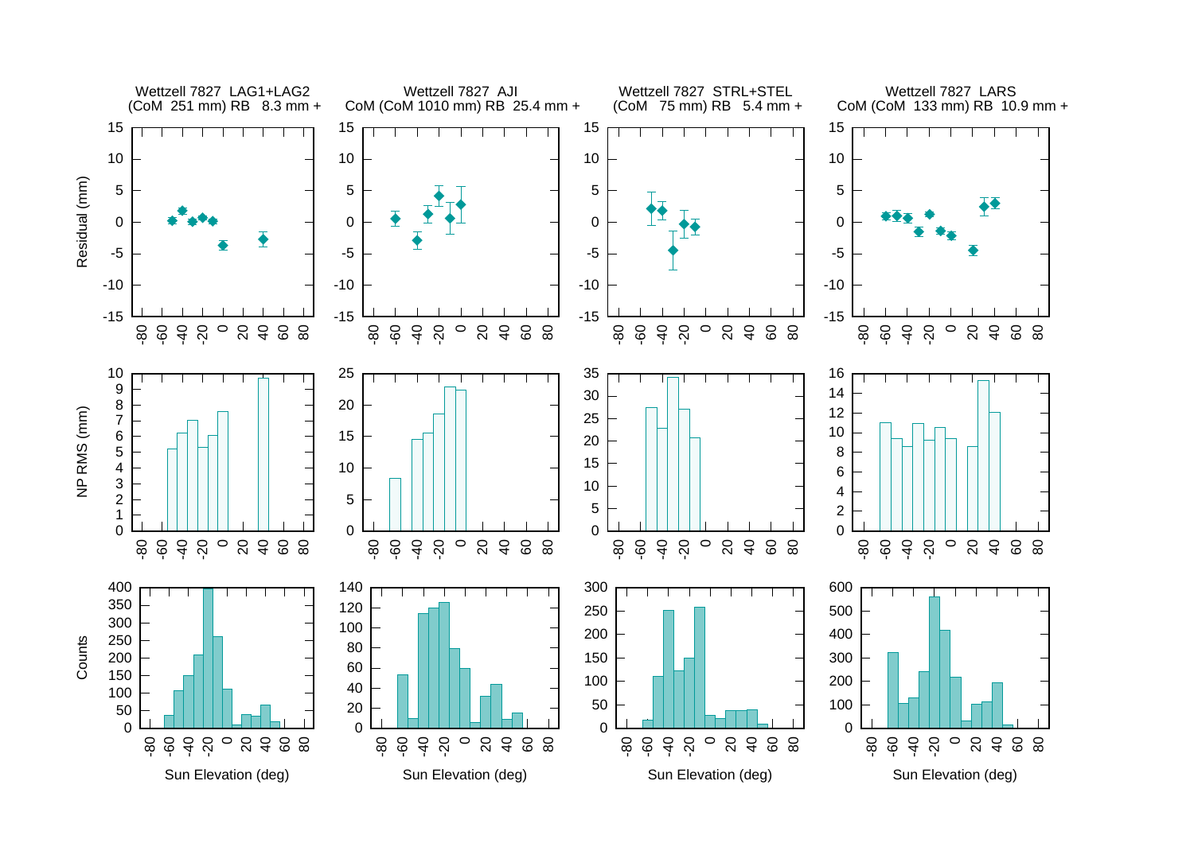Wettzell 7827 LAG1+LAG2
(CoM 251 mm) RB 8.3 mm +

Wettzell 7827 AJI
CoM (CoM 1010 mm) RB 25.4 mm +

Wettzell 7827 STRL+STEL
(CoM 75 mm) RB 5.4 mm +

Wettzell 7827 LARS
CoM (CoM 133 mm) RB 10.9 mm +

Residual (mm)

NP RMS (mm)

Counts

Sun Elevation (deg)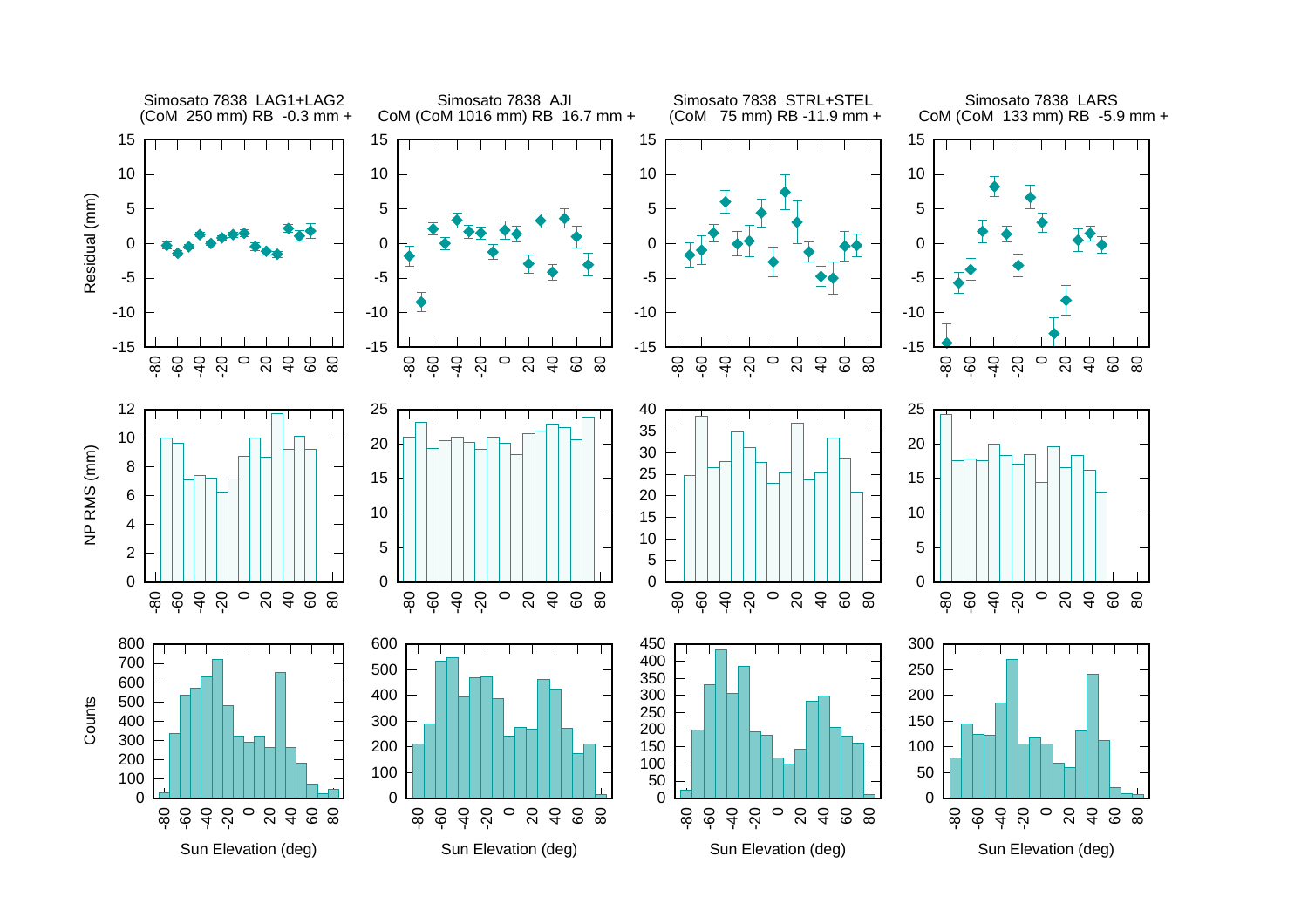Simosato 7838 LAG1+LAG2
(CoM 250 mm) RB -0.3 mm +

Simosato 7838 AJI
CoM (CoM 1016 mm) RB 16.7 mm +

Simosato 7838 STRL+STEL
(CoM 75 mm) RB -11.9 mm +

Simosato 7838 LARS
CoM (CoM 133 mm) RB -5.9 mm +

Residual (mm)

NP RMS (mm)

Counts

Sun Elevation (deg)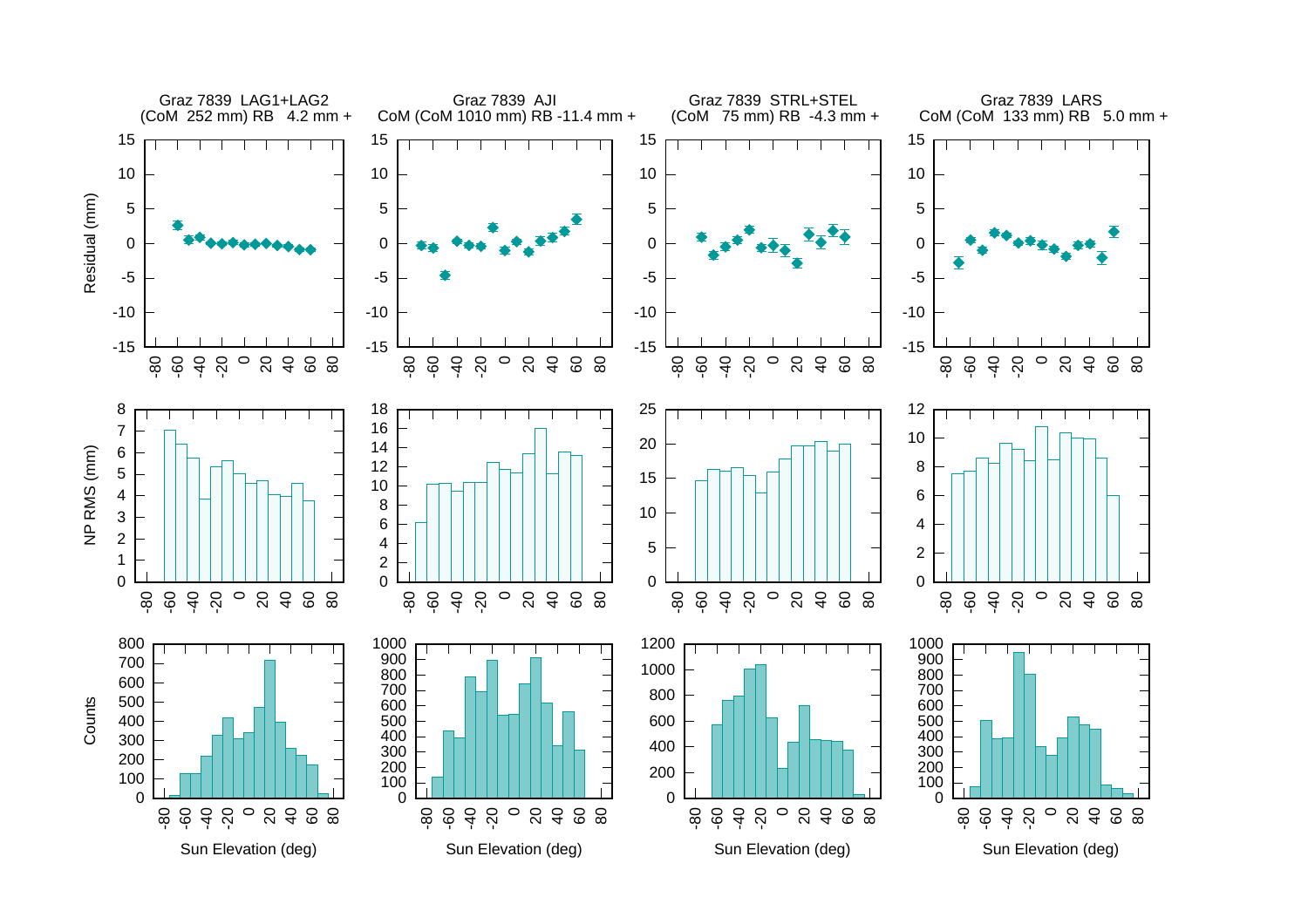Graz 7839 LAG1+LAG2
(CoM 252 mm) RB 4.2 mm +

Graz 7839 AJI
CoM (CoM 1010 mm) RB -11.4 mm +

Graz 7839 STRL+STEL
(CoM 75 mm) RB -4.3 mm +

Graz 7839 LARS
CoM (CoM 133 mm) RB 5.0 mm +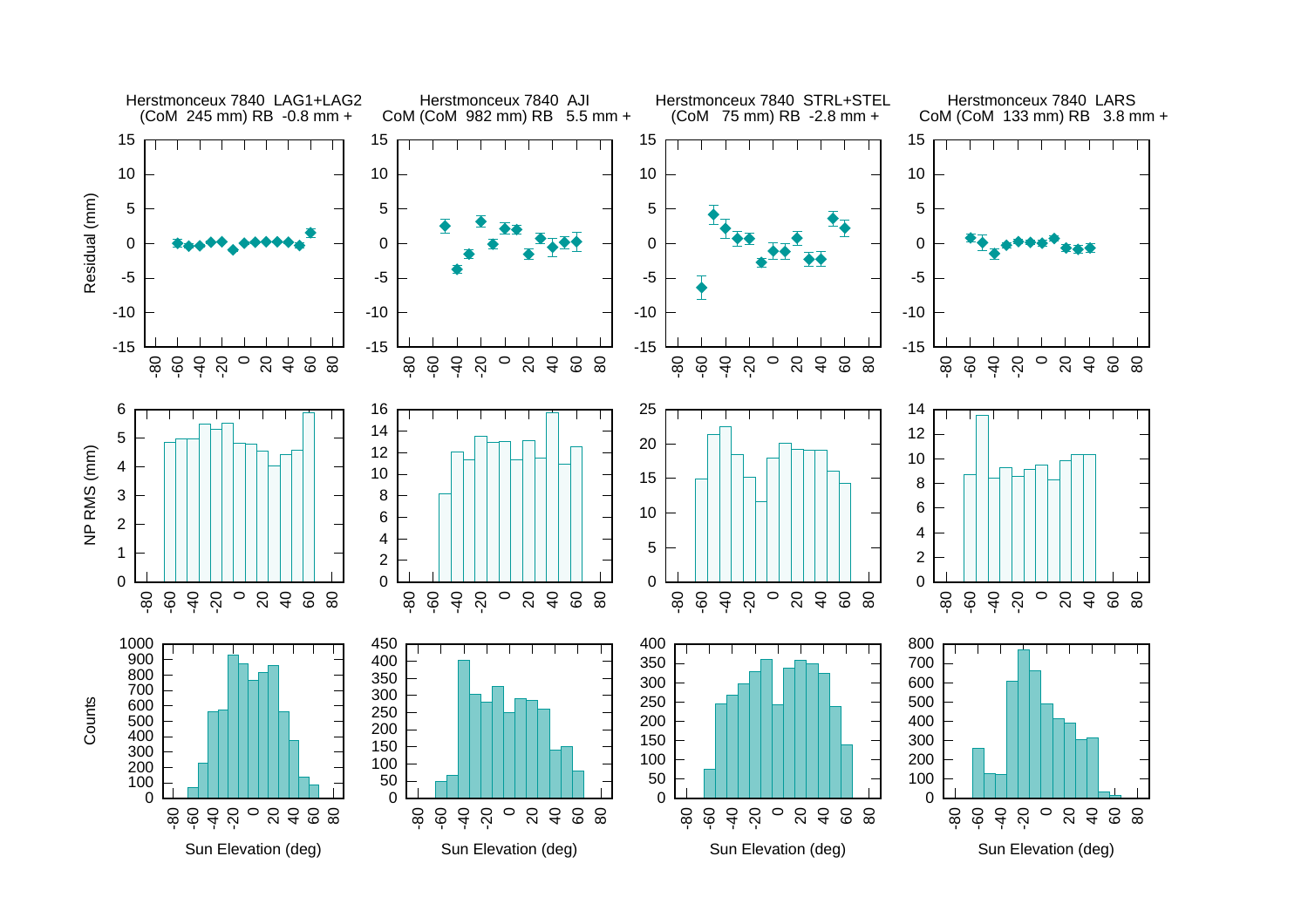Herstmonceux 7840 LAG1+LAG2
(CoM 245 mm) RB -0.8 mm +

Herstmonceux 7840 AJI
CoM (CoM 982 mm) RB 5.5 mm +

Herstmonceux 7840 STRL+STEL
(CoM 75 mm) RB -2.8 mm +

Herstmonceux 7840 LARS
CoM (CoM 133 mm) RB 3.8 mm +

Residual (mm)

NP RMS (mm)

Counts

Sun Elevation (deg)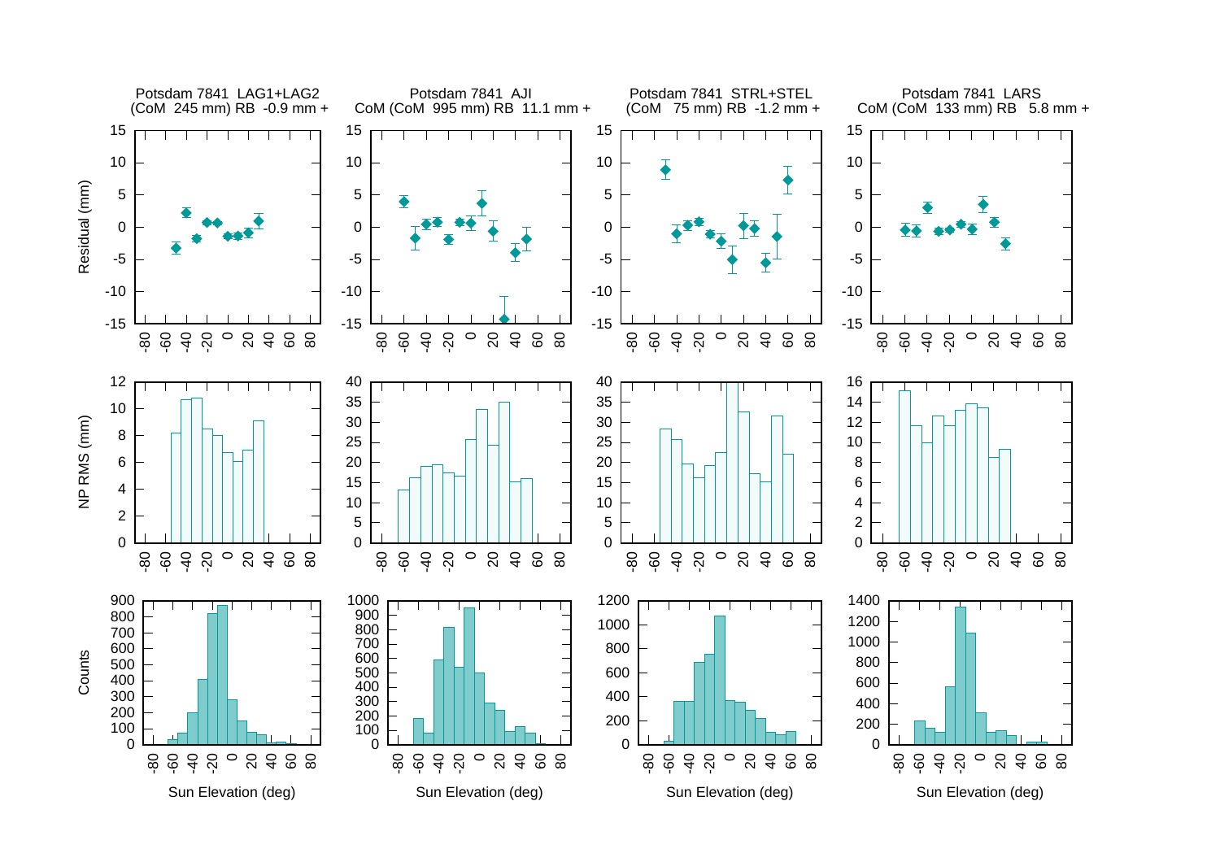Potsdam 7841 LAG1+LAG2
(CoM 245 mm) RB -0.9 mm +

Potsdam 7841 AJI
CoM (CoM 995 mm) RB 11.1 mm +

Potsdam 7841 STRL+STEL
(CoM 75 mm) RB -1.2 mm +

Potsdam 7841 LARS
CoM (CoM 133 mm) RB 5.8 mm +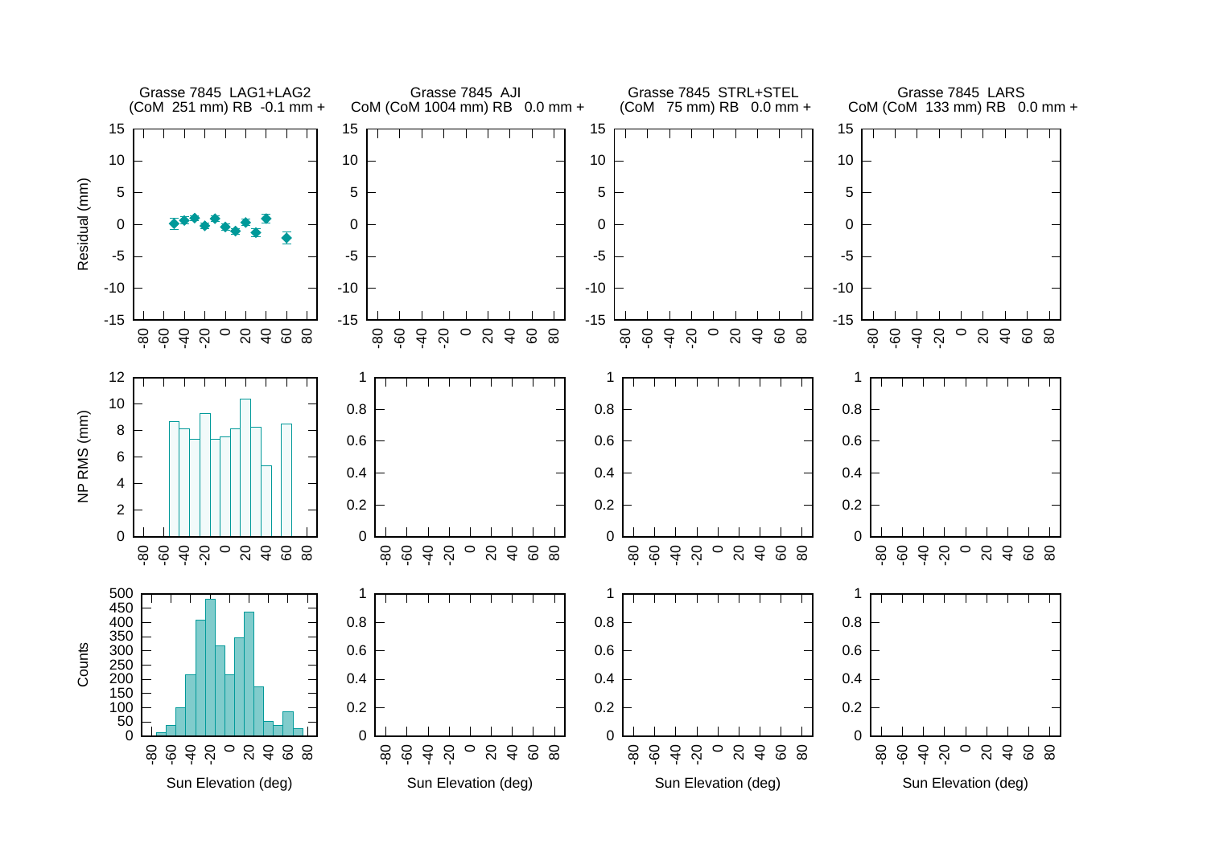Grasse 7845 LAG1+LAG2
(CoM 251 mm) RB -0.1 mm +

Grasse 7845 AJI
CoM (CoM 1004 mm) RB 0.0 mm +

Grasse 7845 STRL+STEL
(CoM 75 mm) RB 0.0 mm +

Grasse 7845 LARS
CoM (CoM 133 mm) RB 0.0 mm +

Residual (mm)

NP RMS (mm)

Counts

Sun Elevation (deg)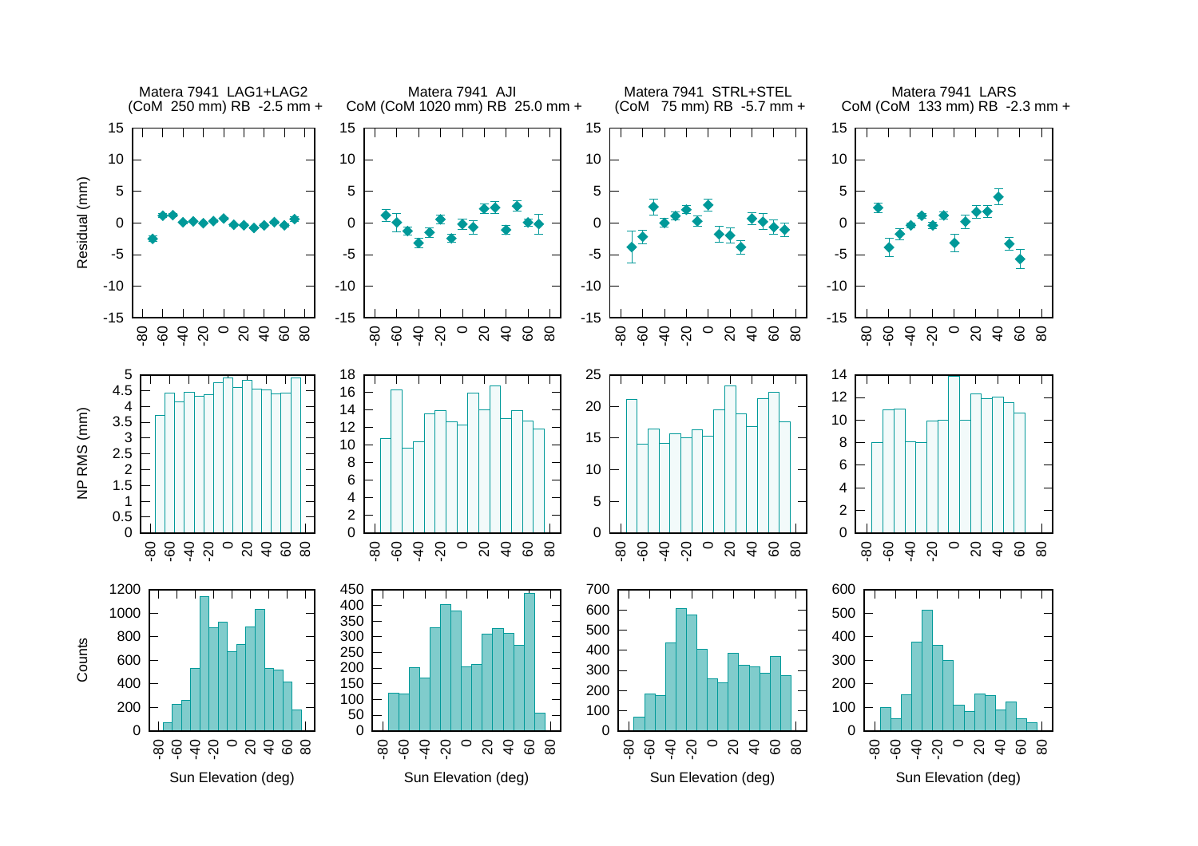Matera 7941 LAG1+LAG2
(CoM 250 mm) RB -2.5 mm +

Matera 7941 AJI
CoM (CoM 1020 mm) RB 25.0 mm +

Matera 7941 STRL+STEL
(CoM 75 mm) RB -5.7 mm +

Matera 7941 LARS
CoM (CoM 133 mm) RB -2.3 mm +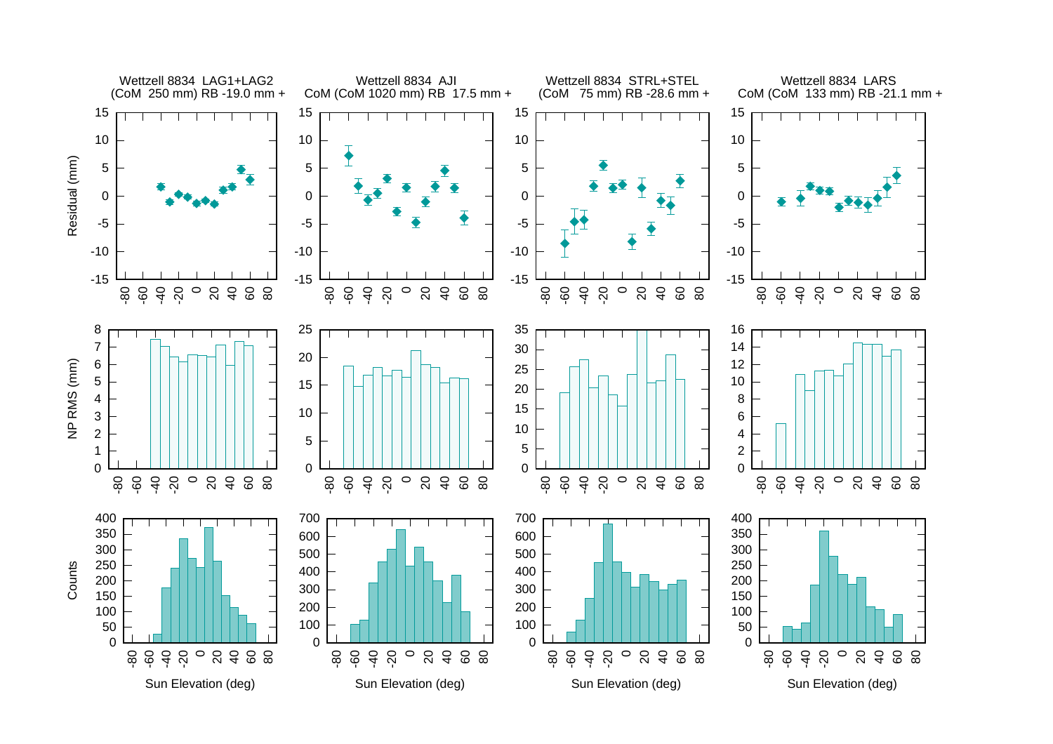Wettzell 8834 LAG1+LAG2
(CoM 250 mm) RB -19.0 mm +

Wettzell 8834 AJI
CoM (CoM 1020 mm) RB 17.5 mm +

Wettzell 8834 STRL+STEL
(CoM 75 mm) RB -28.6 mm +

Wettzell 8834 LARS
CoM (CoM 133 mm) RB -21.1 mm +

Residual (mm)

15
10
5
0
-5
-10
-15

-80 -60 -40 -20 0 20 40 60 80

NP RMS (mm)

Counts

Sun Elevation (deg)